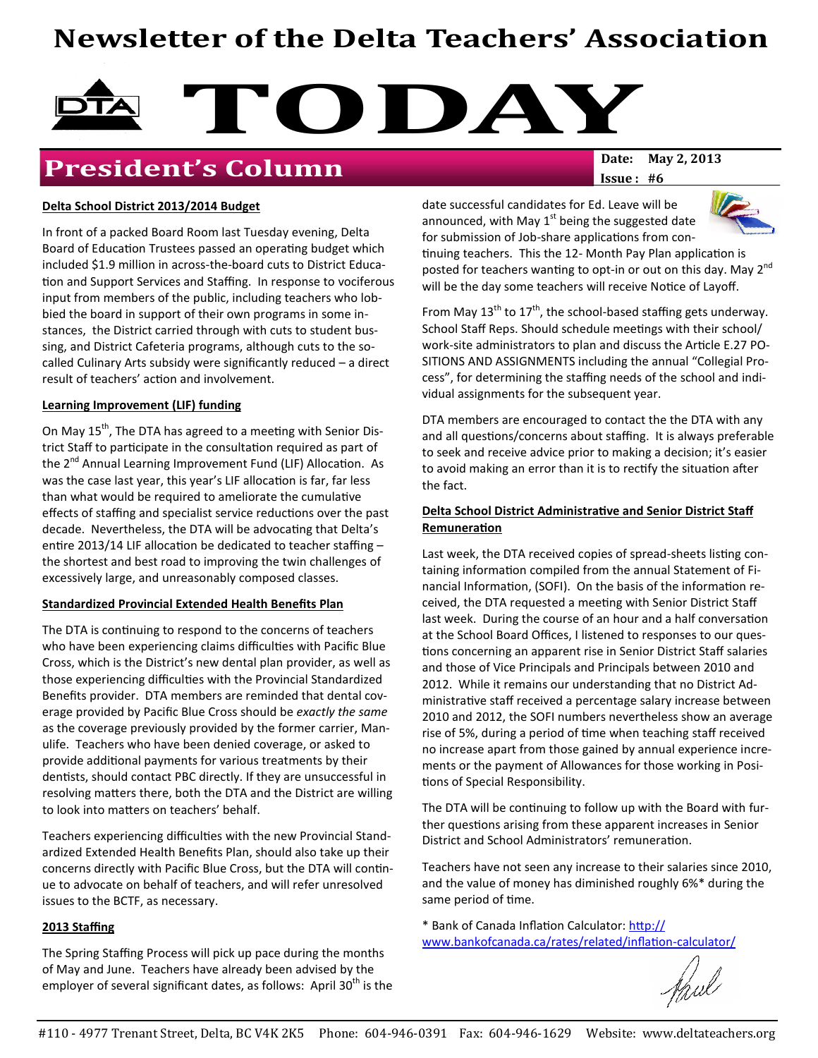# Newsletter of the Delta Teachers' Association

# TODAY

## President's Column

**Date:** May 2, 2013
**Issue :** #6

**Delta School District 2013/2014 Budget**

In front of a packed Board Room last Tuesday evening, Delta Board of Education Trustees passed an operating budget which included $1.9 million in across-the-board cuts to District Education and Support Services and Staffing. In response to vociferous input from members of the public, including teachers who lobbied the board in support of their own programs in some instances, the District carried through with cuts to student bussing, and District Cafeteria programs, although cuts to the so-called Culinary Arts subsidy were significantly reduced – a direct result of teachers' action and involvement.

**Learning Improvement (LIF) funding**

On May 15th, The DTA has agreed to a meeting with Senior District Staff to participate in the consultation required as part of the 2nd Annual Learning Improvement Fund (LIF) Allocation. As was the case last year, this year's LIF allocation is far, far less than what would be required to ameliorate the cumulative effects of staffing and specialist service reductions over the past decade. Nevertheless, the DTA will be advocating that Delta's entire 2013/14 LIF allocation be dedicated to teacher staffing – the shortest and best road to improving the twin challenges of excessively large, and unreasonably composed classes.

**Standardized Provincial Extended Health Benefits Plan**

The DTA is continuing to respond to the concerns of teachers who have been experiencing claims difficulties with Pacific Blue Cross, which is the District's new dental plan provider, as well as those experiencing difficulties with the Provincial Standardized Benefits provider. DTA members are reminded that dental coverage provided by Pacific Blue Cross should be *exactly the same* as the coverage previously provided by the former carrier, Manulife. Teachers who have been denied coverage, or asked to provide additional payments for various treatments by their dentists, should contact PBC directly. If they are unsuccessful in resolving matters there, both the DTA and the District are willing to look into matters on teachers' behalf.

Teachers experiencing difficulties with the new Provincial Standardized Extended Health Benefits Plan, should also take up their concerns directly with Pacific Blue Cross, but the DTA will continue to advocate on behalf of teachers, and will refer unresolved issues to the BCTF, as necessary.

**2013 Staffing**

The Spring Staffing Process will pick up pace during the months of May and June. Teachers have already been advised by the employer of several significant dates, as follows: April 30th is the date successful candidates for Ed. Leave will be announced, with May 1st being the suggested date for submission of Job-share applications from continuing teachers. This the 12- Month Pay Plan application is posted for teachers wanting to opt-in or out on this day. May 2nd will be the day some teachers will receive Notice of Layoff.

From May 13th to 17th, the school-based staffing gets underway. School Staff Reps. Should schedule meetings with their school/work-site administrators to plan and discuss the Article E.27 POSITIONS AND ASSIGNMENTS including the annual "Collegial Process", for determining the staffing needs of the school and individual assignments for the subsequent year.

DTA members are encouraged to contact the the DTA with any and all questions/concerns about staffing. It is always preferable to seek and receive advice prior to making a decision; it's easier to avoid making an error than it is to rectify the situation after the fact.

**Delta School District Administrative and Senior District Staff Remuneration**

Last week, the DTA received copies of spread-sheets listing containing information compiled from the annual Statement of Financial Information, (SOFI). On the basis of the information received, the DTA requested a meeting with Senior District Staff last week. During the course of an hour and a half conversation at the School Board Offices, I listened to responses to our questions concerning an apparent rise in Senior District Staff salaries and those of Vice Principals and Principals between 2010 and 2012. While it remains our understanding that no District Administrative staff received a percentage salary increase between 2010 and 2012, the SOFI numbers nevertheless show an average rise of 5%, during a period of time when teaching staff received no increase apart from those gained by annual experience increments or the payment of Allowances for those working in Positions of Special Responsibility.

The DTA will be continuing to follow up with the Board with further questions arising from these apparent increases in Senior District and School Administrators' remuneration.

Teachers have not seen any increase to their salaries since 2010, and the value of money has diminished roughly 6%* during the same period of time.

\* Bank of Canada Inflation Calculator: http://www.bankofcanada.ca/rates/related/inflation-calculator/

Paul

#110 - 4977 Trenant Street, Delta, BC V4K 2K5 Phone: 604-946-0391 Fax: 604-946-1629 Website: www.deltateachers.org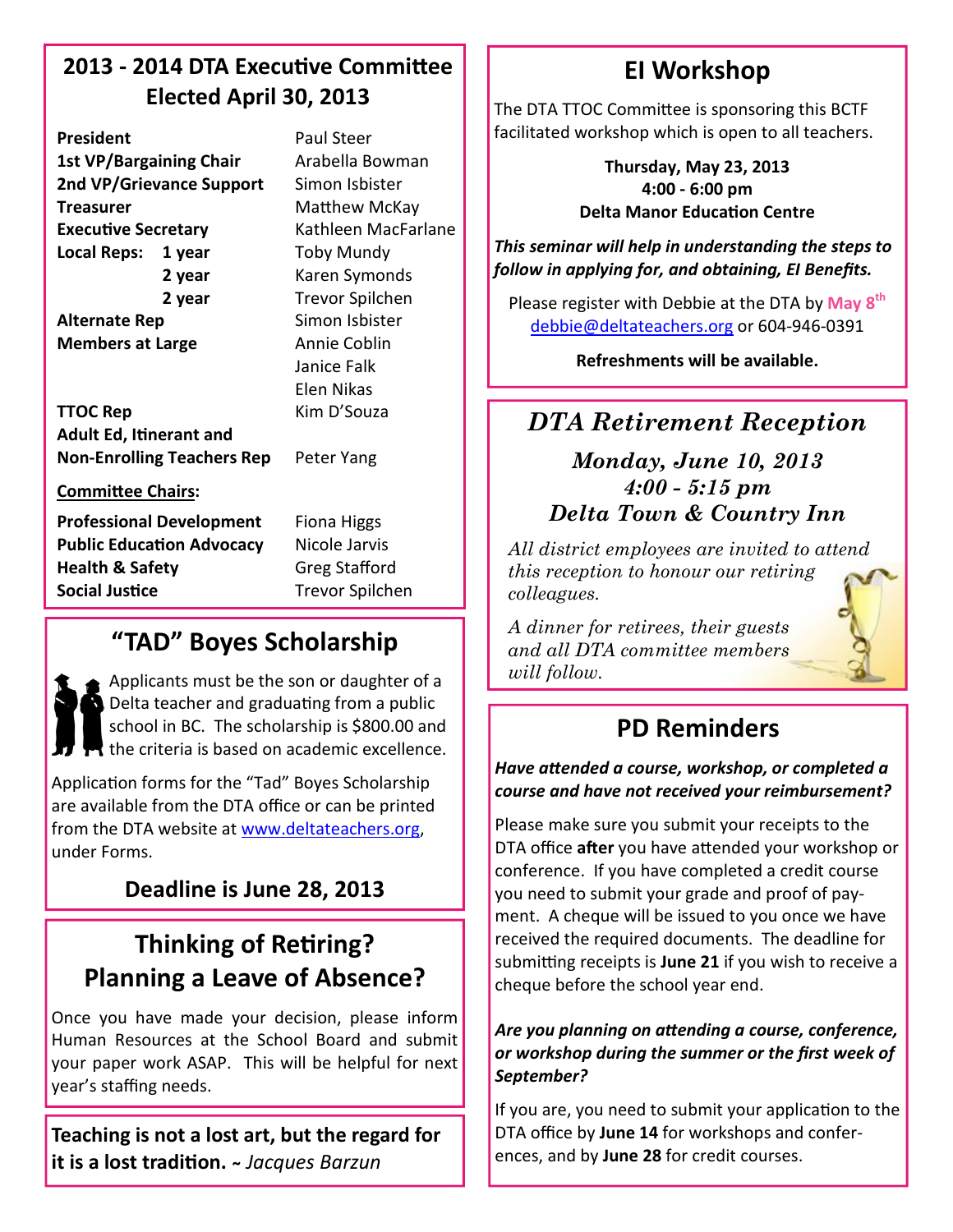## 2013 - 2014 DTA Executive Committee Elected April 30, 2013

| | |
|---|---|
| **President** | Paul Steer |
| **1st VP/Bargaining Chair** | Arabella Bowman |
| **2nd VP/Grievance Support** | Simon Isbister |
| **Treasurer** | Matthew McKay |
| **Executive Secretary** | Kathleen MacFarlane |
| **Local Reps: 1 year** | Toby Mundy |
| **2 year** | Karen Symonds |
| **2 year** | Trevor Spilchen |
| **Alternate Rep** | Simon Isbister |
| **Members at Large** | Annie Coblin |
| | Janice Falk |
| | Elen Nikas |
| **TTOC Rep** | Kim D'Souza |
| **Adult Ed, Itinerant and Non-Enrolling Teachers Rep** | Peter Yang |

**Committee Chairs:**

| | |
|---|---|
| **Professional Development** | Fiona Higgs |
| **Public Education Advocacy** | Nicole Jarvis |
| **Health & Safety** | Greg Stafford |
| **Social Justice** | Trevor Spilchen |

## "TAD" Boyes Scholarship

Applicants must be the son or daughter of a Delta teacher and graduating from a public school in BC. The scholarship is $800.00 and the criteria is based on academic excellence.

Application forms for the "Tad" Boyes Scholarship are available from the DTA office or can be printed from the DTA website at www.deltateachers.org, under Forms.

**Deadline is June 28, 2013**

## Thinking of Retiring? Planning a Leave of Absence?

Once you have made your decision, please inform Human Resources at the School Board and submit your paper work ASAP. This will be helpful for next year's staffing needs.

**Teaching is not a lost art, but the regard for it is a lost tradition.** ~ *Jacques Barzun*

## EI Workshop

The DTA TTOC Committee is sponsoring this BCTF facilitated workshop which is open to all teachers.

**Thursday, May 23, 2013**
**4:00 - 6:00 pm**
**Delta Manor Education Centre**

***This seminar will help in understanding the steps to follow in applying for, and obtaining, EI Benefits.***

Please register with Debbie at the DTA by **May 8th**
debbie@deltateachers.org or 604-946-0391

**Refreshments will be available.**

## *DTA Retirement Reception*

***Monday, June 10, 2013***
***4:00 - 5:15 pm***
***Delta Town & Country Inn***

*All district employees are invited to attend this reception to honour our retiring colleagues.*

*A dinner for retirees, their guests and all DTA committee members will follow.*

## PD Reminders

***Have attended a course, workshop, or completed a course and have not received your reimbursement?***

Please make sure you submit your receipts to the DTA office **after** you have attended your workshop or conference. If you have completed a credit course you need to submit your grade and proof of payment. A cheque will be issued to you once we have received the required documents. The deadline for submitting receipts is **June 21** if you wish to receive a cheque before the school year end.

***Are you planning on attending a course, conference, or workshop during the summer or the first week of September?***

If you are, you need to submit your application to the DTA office by **June 14** for workshops and conferences, and by **June 28** for credit courses.